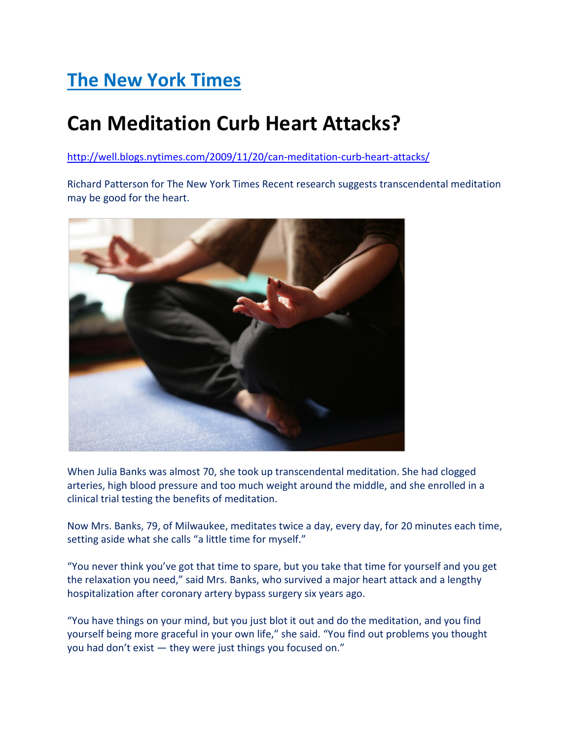# [The New York Times]

## Can Meditation Curb Heart Attacks?

http://well.blogs.nytimes.com/2009/11/20/can-meditation-curb-heart-attacks/

Richard Patterson for The New York Times Recent research suggests transcendental meditation may be good for the heart.

When Julia Banks was almost 70, she took up transcendental meditation. She had clogged arteries, high blood pressure and too much weight around the middle, and she enrolled in a clinical trial testing the benefits of meditation.

Now Mrs. Banks, 79, of Milwaukee, meditates twice a day, every day, for 20 minutes each time, setting aside what she calls “a little time for myself.”

“You never think you’ve got that time to spare, but you take that time for yourself and you get the relaxation you need,” said Mrs. Banks, who survived a major heart attack and a lengthy hospitalization after coronary artery bypass surgery six years ago.

“You have things on your mind, but you just blot it out and do the meditation, and you find yourself being more graceful in your own life,” she said. “You find out problems you thought you had don’t exist — they were just things you focused on.”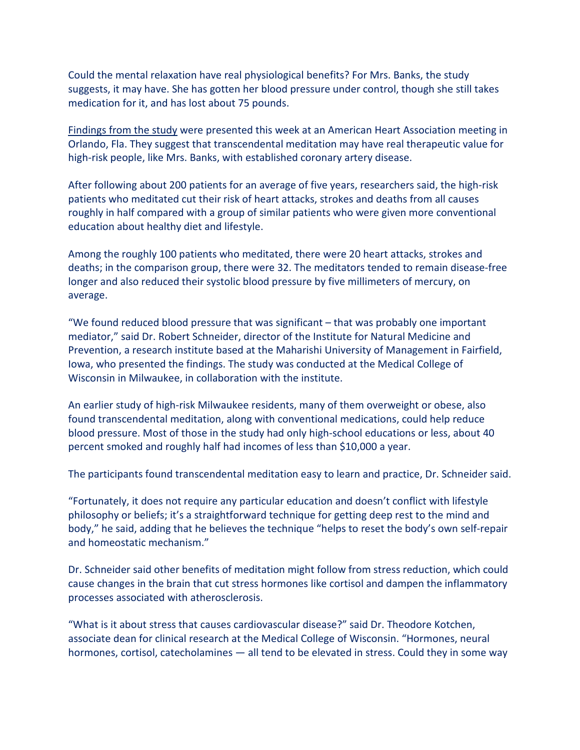Could the mental relaxation have real physiological benefits? For Mrs. Banks, the study suggests, it may have. She has gotten her blood pressure under control, though she still takes medication for it, and has lost about 75 pounds.

Findings from the study were presented this week at an American Heart Association meeting in Orlando, Fla. They suggest that transcendental meditation may have real therapeutic value for high-risk people, like Mrs. Banks, with established coronary artery disease.

After following about 200 patients for an average of five years, researchers said, the high-risk patients who meditated cut their risk of heart attacks, strokes and deaths from all causes roughly in half compared with a group of similar patients who were given more conventional education about healthy diet and lifestyle.

Among the roughly 100 patients who meditated, there were 20 heart attacks, strokes and deaths; in the comparison group, there were 32. The meditators tended to remain disease-free longer and also reduced their systolic blood pressure by five millimeters of mercury, on average.

"We found reduced blood pressure that was significant – that was probably one important mediator," said Dr. Robert Schneider, director of the Institute for Natural Medicine and Prevention, a research institute based at the Maharishi University of Management in Fairfield, Iowa, who presented the findings. The study was conducted at the Medical College of Wisconsin in Milwaukee, in collaboration with the institute.

An earlier study of high-risk Milwaukee residents, many of them overweight or obese, also found transcendental meditation, along with conventional medications, could help reduce blood pressure. Most of those in the study had only high-school educations or less, about 40 percent smoked and roughly half had incomes of less than $10,000 a year.

The participants found transcendental meditation easy to learn and practice, Dr. Schneider said.

"Fortunately, it does not require any particular education and doesn't conflict with lifestyle philosophy or beliefs; it's a straightforward technique for getting deep rest to the mind and body," he said, adding that he believes the technique "helps to reset the body's own self-repair and homeostatic mechanism."

Dr. Schneider said other benefits of meditation might follow from stress reduction, which could cause changes in the brain that cut stress hormones like cortisol and dampen the inflammatory processes associated with atherosclerosis.

"What is it about stress that causes cardiovascular disease?" said Dr. Theodore Kotchen, associate dean for clinical research at the Medical College of Wisconsin. "Hormones, neural hormones, cortisol, catecholamines — all tend to be elevated in stress. Could they in some way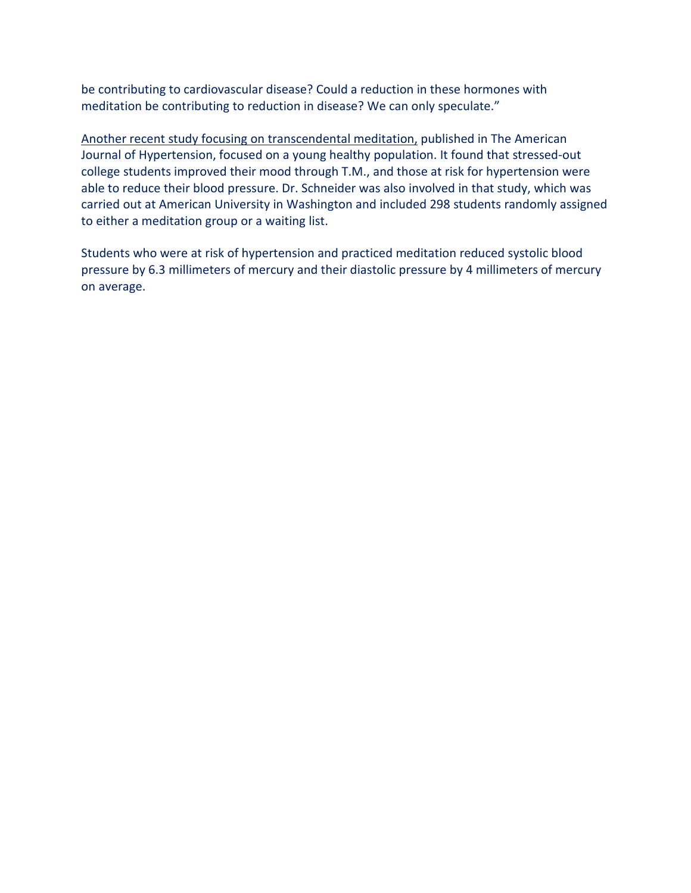be contributing to cardiovascular disease? Could a reduction in these hormones with meditation be contributing to reduction in disease? We can only speculate."

Another recent study focusing on transcendental meditation, published in The American Journal of Hypertension, focused on a young healthy population. It found that stressed-out college students improved their mood through T.M., and those at risk for hypertension were able to reduce their blood pressure. Dr. Schneider was also involved in that study, which was carried out at American University in Washington and included 298 students randomly assigned to either a meditation group or a waiting list.

Students who were at risk of hypertension and practiced meditation reduced systolic blood pressure by 6.3 millimeters of mercury and their diastolic pressure by 4 millimeters of mercury on average.